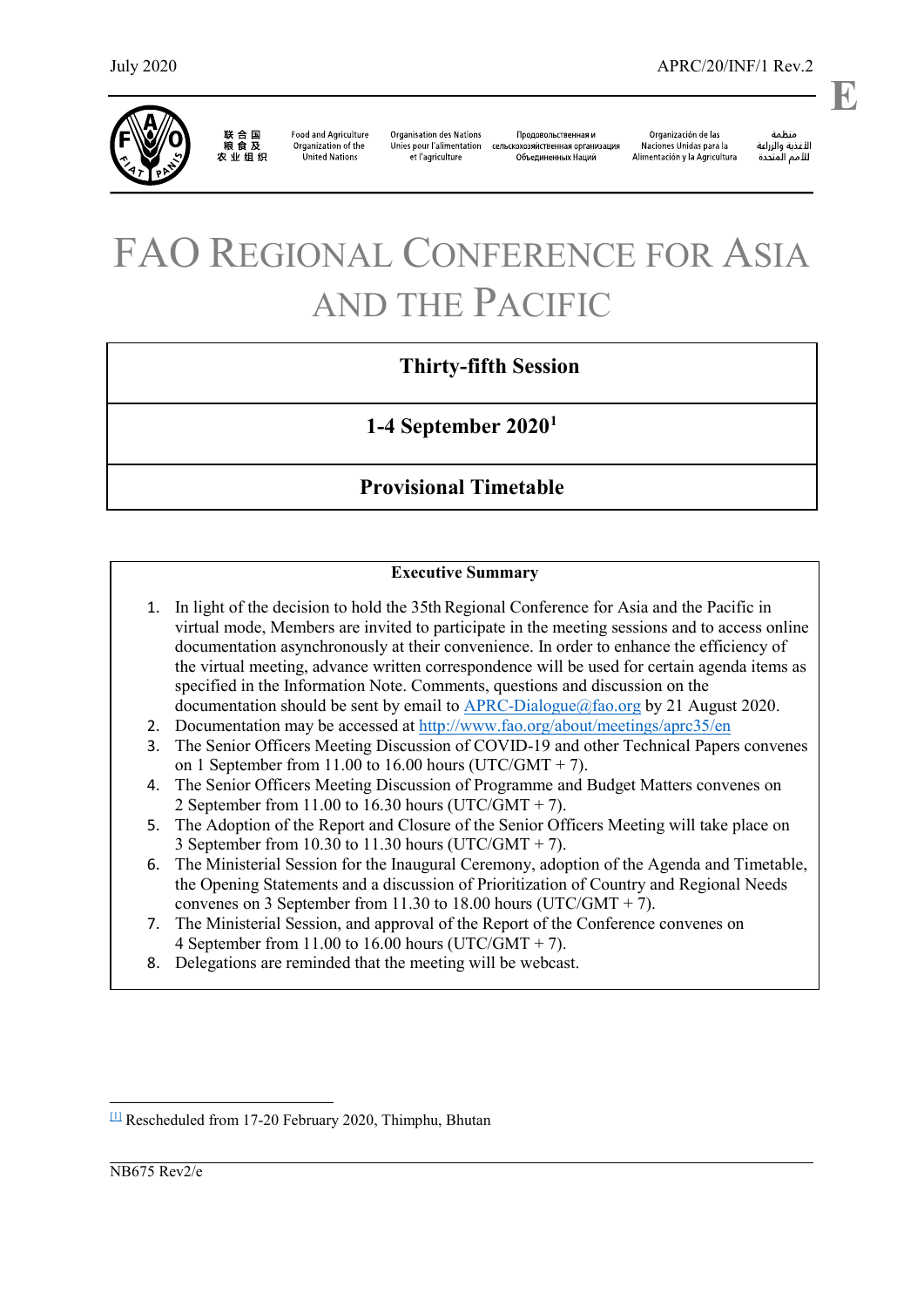July 2020 APRC/20/INF/1 Rev.2

E

联合国粮食及农业组织 | Food and Agriculture Organization of the United Nations | Organisation des Nations Unies pour l'alimentation et l'agriculture | Продовольственная и сельскохозяйственная организация Объединенных Наций | Organización de las Naciones Unidas para la Alimentación y la Agricultura | منظمة الأغذية والزراعة للأمم المتحدة

# FAO Regional Conference for Asia and the Pacific

## Thirty-fifth Session

## 1-4 September 2020[1]

## Provisional Timetable

**Executive Summary**

1. In light of the decision to hold the 35th Regional Conference for Asia and the Pacific in virtual mode, Members are invited to participate in the meeting sessions and to access online documentation asynchronously at their convenience. In order to enhance the efficiency of the virtual meeting, advance written correspondence will be used for certain agenda items as specified in the Information Note. Comments, questions and discussion on the documentation should be sent by email to APRC-Dialogue@fao.org by 21 August 2020.
2. Documentation may be accessed at http://www.fao.org/about/meetings/aprc35/en
3. The Senior Officers Meeting Discussion of COVID-19 and other Technical Papers convenes on 1 September from 11.00 to 16.00 hours (UTC/GMT + 7).
4. The Senior Officers Meeting Discussion of Programme and Budget Matters convenes on 2 September from 11.00 to 16.30 hours (UTC/GMT + 7).
5. The Adoption of the Report and Closure of the Senior Officers Meeting will take place on 3 September from 10.30 to 11.30 hours (UTC/GMT + 7).
6. The Ministerial Session for the Inaugural Ceremony, adoption of the Agenda and Timetable, the Opening Statements and a discussion of Prioritization of Country and Regional Needs convenes on 3 September from 11.30 to 18.00 hours (UTC/GMT + 7).
7. The Ministerial Session, and approval of the Report of the Conference convenes on 4 September from 11.00 to 16.00 hours (UTC/GMT + 7).
8. Delegations are reminded that the meeting will be webcast.

[1] Rescheduled from 17-20 February 2020, Thimphu, Bhutan

NB675 Rev2/e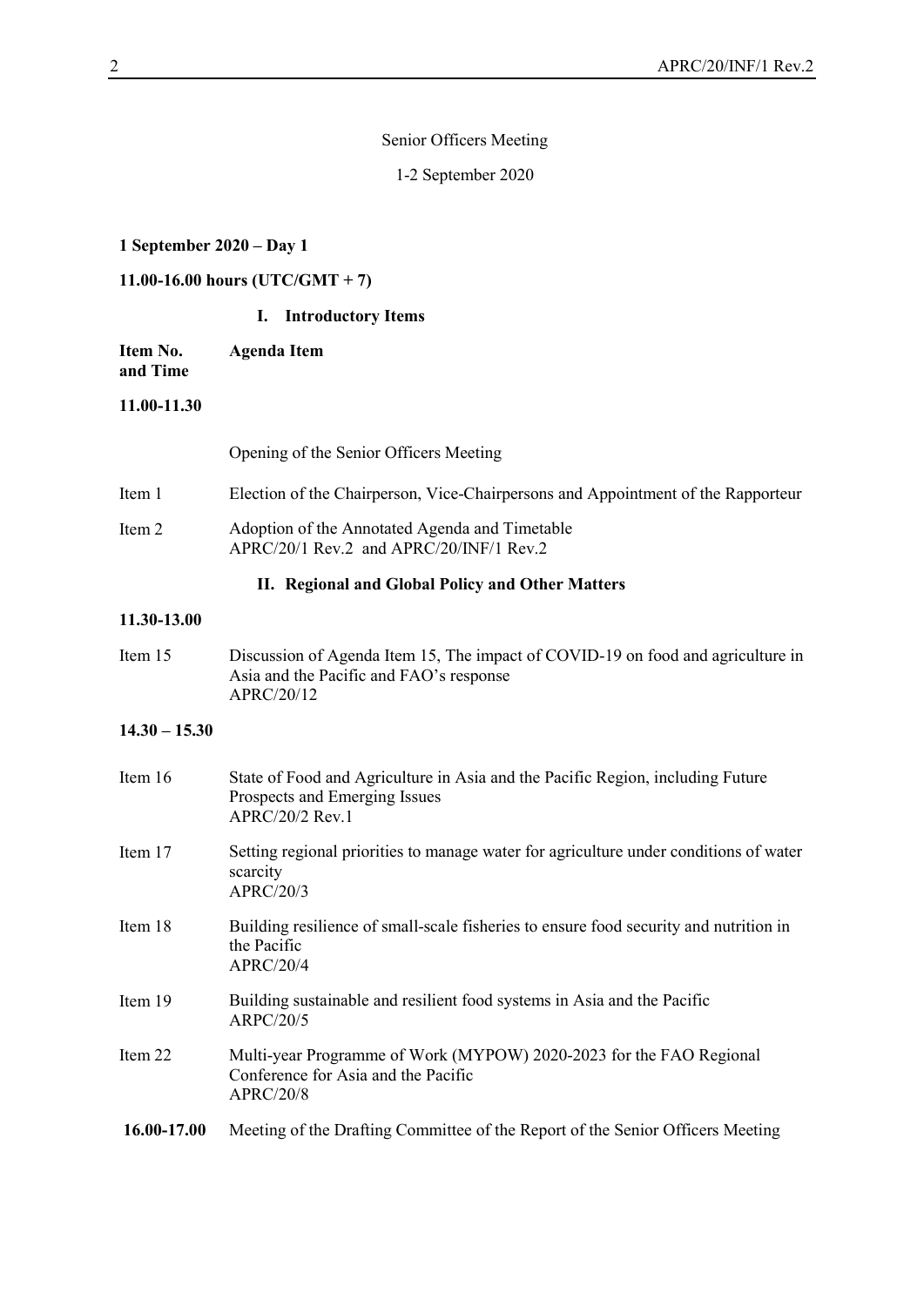Senior Officers Meeting

1-2 September 2020

**1 September 2020 – Day 1**

**11.00-16.00 hours (UTC/GMT + 7)**

## I. Introductory Items

| Item No. and Time | Agenda Item |
|---|---|
| **11.00-11.30** | |
| | Opening of the Senior Officers Meeting |
| Item 1 | Election of the Chairperson, Vice-Chairpersons and Appointment of the Rapporteur |
| Item 2 | Adoption of the Annotated Agenda and Timetable<br>APRC/20/1 Rev.2 and APRC/20/INF/1 Rev.2 |

## II. Regional and Global Policy and Other Matters

| | |
|---|---|
| **11.30-13.00** | |
| Item 15 | Discussion of Agenda Item 15, The impact of COVID-19 on food and agriculture in Asia and the Pacific and FAO's response<br>APRC/20/12 |
| **14.30 – 15.30** | |
| Item 16 | State of Food and Agriculture in Asia and the Pacific Region, including Future Prospects and Emerging Issues<br>APRC/20/2 Rev.1 |
| Item 17 | Setting regional priorities to manage water for agriculture under conditions of water scarcity<br>APRC/20/3 |
| Item 18 | Building resilience of small-scale fisheries to ensure food security and nutrition in the Pacific<br>APRC/20/4 |
| Item 19 | Building sustainable and resilient food systems in Asia and the Pacific<br>ARPC/20/5 |
| Item 22 | Multi-year Programme of Work (MYPOW) 2020-2023 for the FAO Regional Conference for Asia and the Pacific<br>APRC/20/8 |
| **16.00-17.00** | Meeting of the Drafting Committee of the Report of the Senior Officers Meeting |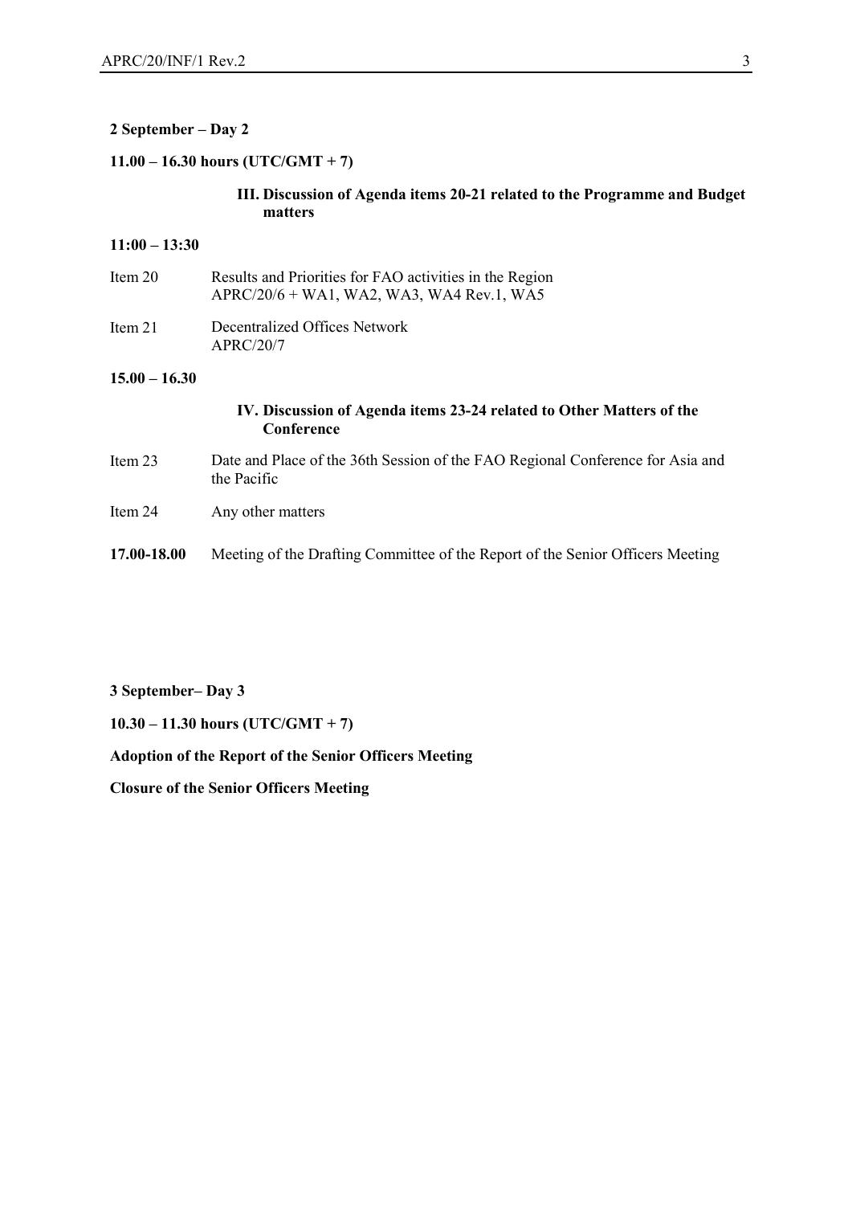**2 September – Day 2**

**11.00 – 16.30 hours (UTC/GMT + 7)**

**III. Discussion of Agenda items 20-21 related to the Programme and Budget matters**

**11:00 – 13:30**

Item 20 — Results and Priorities for FAO activities in the Region
APRC/20/6 + WA1, WA2, WA3, WA4 Rev.1, WA5

Item 21 — Decentralized Offices Network
APRC/20/7

**15.00 – 16.30**

**IV. Discussion of Agenda items 23-24 related to Other Matters of the Conference**

Item 23 — Date and Place of the 36th Session of the FAO Regional Conference for Asia and the Pacific

Item 24 — Any other matters

**17.00-18.00** — Meeting of the Drafting Committee of the Report of the Senior Officers Meeting

**3 September– Day 3**

**10.30 – 11.30 hours (UTC/GMT + 7)**

**Adoption of the Report of the Senior Officers Meeting**

**Closure of the Senior Officers Meeting**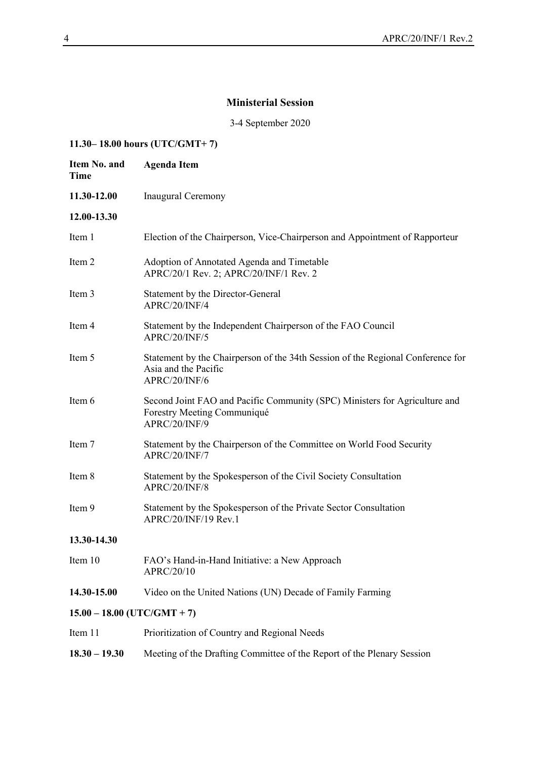## Ministerial Session

3-4 September 2020

**11.30– 18.00 hours (UTC/GMT+ 7)**

| Item No. and Time | Agenda Item |
|---|---|
| **11.30-12.00** | Inaugural Ceremony |
| **12.00-13.30** | |
| Item 1 | Election of the Chairperson, Vice-Chairperson and Appointment of Rapporteur |
| Item 2 | Adoption of Annotated Agenda and Timetable<br>APRC/20/1 Rev. 2; APRC/20/INF/1 Rev. 2 |
| Item 3 | Statement by the Director-General<br>APRC/20/INF/4 |
| Item 4 | Statement by the Independent Chairperson of the FAO Council<br>APRC/20/INF/5 |
| Item 5 | Statement by the Chairperson of the 34th Session of the Regional Conference for Asia and the Pacific<br>APRC/20/INF/6 |
| Item 6 | Second Joint FAO and Pacific Community (SPC) Ministers for Agriculture and Forestry Meeting Communiqué<br>APRC/20/INF/9 |
| Item 7 | Statement by the Chairperson of the Committee on World Food Security<br>APRC/20/INF/7 |
| Item 8 | Statement by the Spokesperson of the Civil Society Consultation<br>APRC/20/INF/8 |
| Item 9 | Statement by the Spokesperson of the Private Sector Consultation<br>APRC/20/INF/19 Rev.1 |
| **13.30-14.30** | |
| Item 10 | FAO's Hand-in-Hand Initiative: a New Approach<br>APRC/20/10 |
| **14.30-15.00** | Video on the United Nations (UN) Decade of Family Farming |
| **15.00 – 18.00 (UTC/GMT + 7)** | |
| Item 11 | Prioritization of Country and Regional Needs |
| **18.30 – 19.30** | Meeting of the Drafting Committee of the Report of the Plenary Session |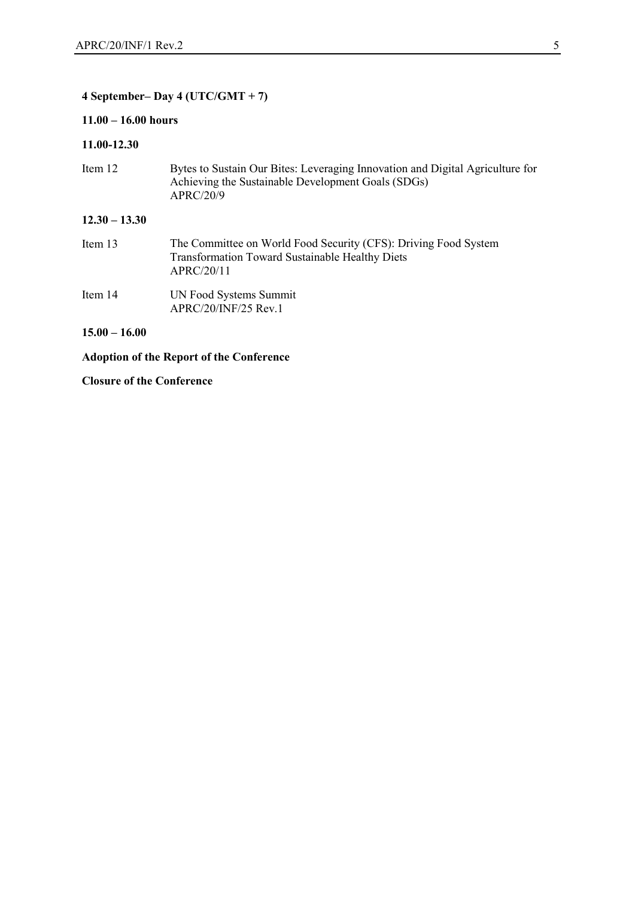**4 September– Day 4 (UTC/GMT + 7)**

**11.00 – 16.00 hours**

**11.00-12.30**

| | |
|---|---|
| Item 12 | Bytes to Sustain Our Bites: Leveraging Innovation and Digital Agriculture for Achieving the Sustainable Development Goals (SDGs)<br>APRC/20/9 |

**12.30 – 13.30**

| | |
|---|---|
| Item 13 | The Committee on World Food Security (CFS): Driving Food System Transformation Toward Sustainable Healthy Diets<br>APRC/20/11 |
| Item 14 | UN Food Systems Summit<br>APRC/20/INF/25 Rev.1 |

**15.00 – 16.00**

**Adoption of the Report of the Conference**

**Closure of the Conference**